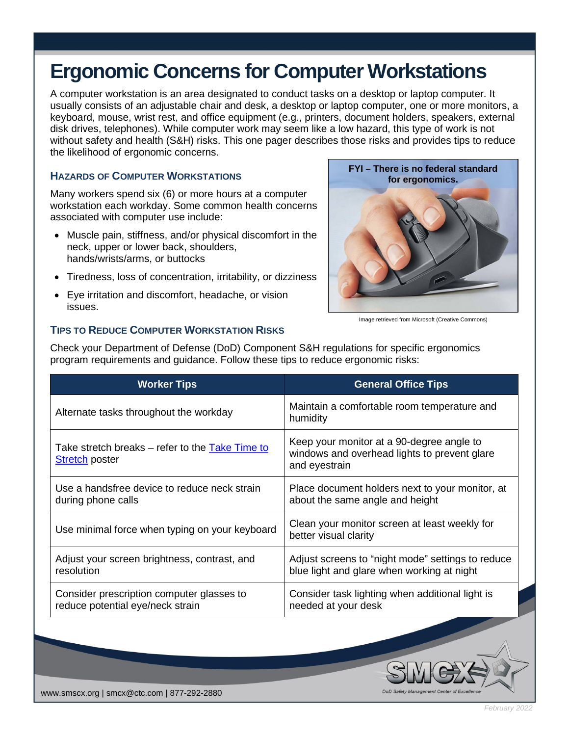# Ergonomic Concerns for Computer Workstations

A computer workstation is an area designated to conduct tasks on a desktop or laptop computer. It usually consists of an adjustable chair and desk, a desktop or laptop computer, one or more monitors, a keyboard, mouse, wrist rest, and office equipment (e.g., printers, document holders, speakers, external disk drives, telephones). While computer work may seem like a low hazard, this type of work is not without safety and health (S&H) risks. This one pager describes those risks and provides tips to reduce the likelihood of ergonomic concerns.

## Hazards of Computer Workstations

Many workers spend six (6) or more hours at a computer workstation each workday. Some common health concerns associated with computer use include:

- Muscle pain, stiffness, and/or physical discomfort in the neck, upper or lower back, shoulders, hands/wrists/arms, or buttocks
- Tiredness, loss of concentration, irritability, or dizziness
- Eye irritation and discomfort, headache, or vision issues.

**FYI – There is no federal standard for ergonomics.**

Image retrieved from Microsoft (Creative Commons)

## Tips to Reduce Computer Workstation Risks

Check your Department of Defense (DoD) Component S&H regulations for specific ergonomics program requirements and guidance. Follow these tips to reduce ergonomic risks:

| Worker Tips | General Office Tips |
| --- | --- |
| Alternate tasks throughout the workday | Maintain a comfortable room temperature and humidity |
| Take stretch breaks – refer to the Take Time to Stretch poster | Keep your monitor at a 90-degree angle to windows and overhead lights to prevent glare and eyestrain |
| Use a handsfree device to reduce neck strain during phone calls | Place document holders next to your monitor, at about the same angle and height |
| Use minimal force when typing on your keyboard | Clean your monitor screen at least weekly for better visual clarity |
| Adjust your screen brightness, contrast, and resolution | Adjust screens to "night mode" settings to reduce blue light and glare when working at night |
| Consider prescription computer glasses to reduce potential eye/neck strain | Consider task lighting when additional light is needed at your desk |

www.smcx.org | smcx@ctc.com | 877-292-2880

SMCX DoD Safety Management Center of Excellence

February 2022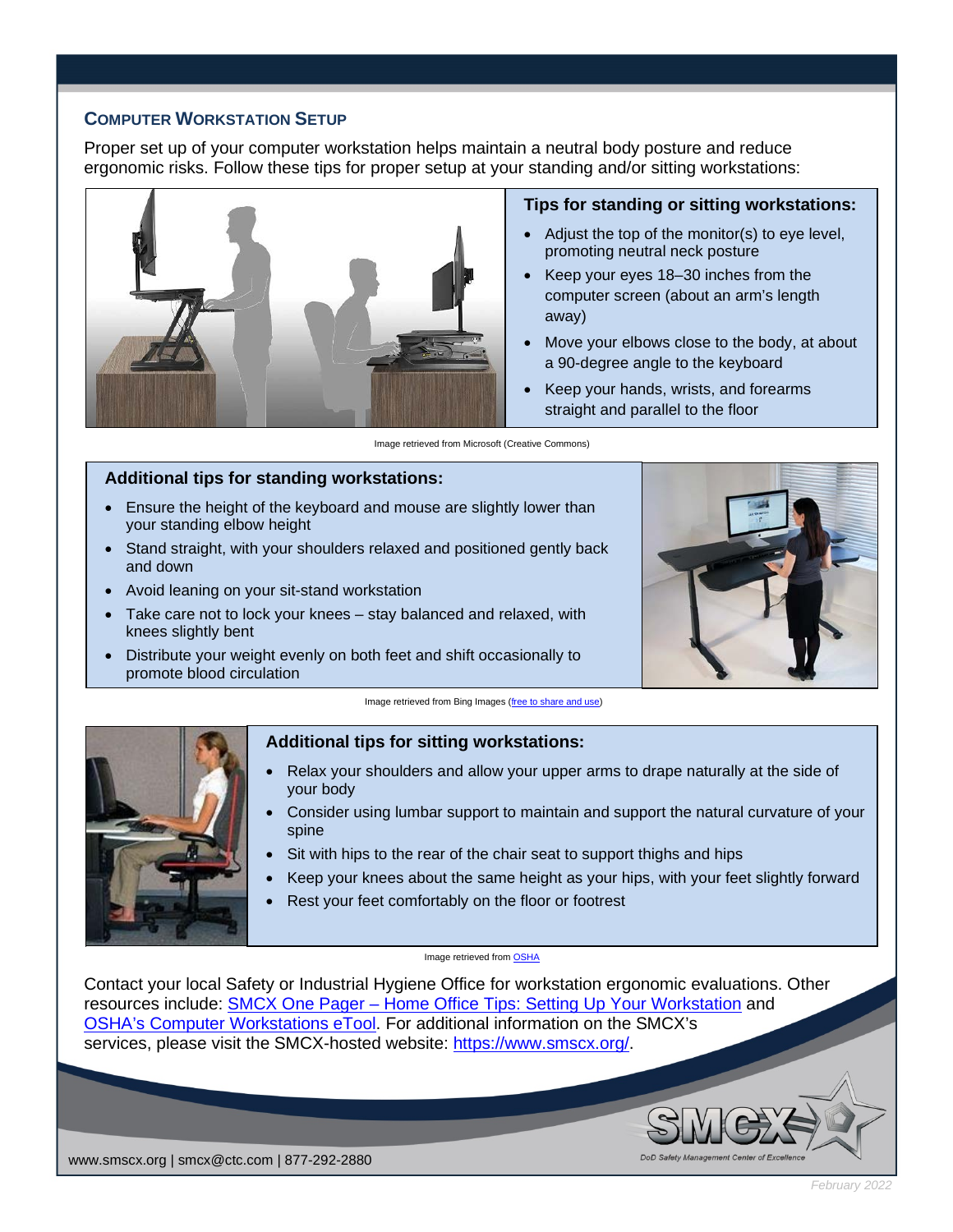## Computer Workstation Setup

Proper set up of your computer workstation helps maintain a neutral body posture and reduce ergonomic risks. Follow these tips for proper setup at your standing and/or sitting workstations:

### Tips for standing or sitting workstations:

- Adjust the top of the monitor(s) to eye level, promoting neutral neck posture
- Keep your eyes 18–30 inches from the computer screen (about an arm's length away)
- Move your elbows close to the body, at about a 90-degree angle to the keyboard
- Keep your hands, wrists, and forearms straight and parallel to the floor

Image retrieved from Microsoft (Creative Commons)

### Additional tips for standing workstations:

- Ensure the height of the keyboard and mouse are slightly lower than your standing elbow height
- Stand straight, with your shoulders relaxed and positioned gently back and down
- Avoid leaning on your sit-stand workstation
- Take care not to lock your knees – stay balanced and relaxed, with knees slightly bent
- Distribute your weight evenly on both feet and shift occasionally to promote blood circulation

Image retrieved from Bing Images (free to share and use)

### Additional tips for sitting workstations:

- Relax your shoulders and allow your upper arms to drape naturally at the side of your body
- Consider using lumbar support to maintain and support the natural curvature of your spine
- Sit with hips to the rear of the chair seat to support thighs and hips
- Keep your knees about the same height as your hips, with your feet slightly forward
- Rest your feet comfortably on the floor or footrest

Image retrieved from OSHA

Contact your local Safety or Industrial Hygiene Office for workstation ergonomic evaluations. Other resources include: SMCX One Pager – Home Office Tips: Setting Up Your Workstation and OSHA's Computer Workstations eTool. For additional information on the SMCX's services, please visit the SMCX-hosted website: https://www.smcx.org/.

www.smcx.org | smcx@ctc.com | 877-292-2880

SMCX DoD Safety Management Center of Excellence

February 2022